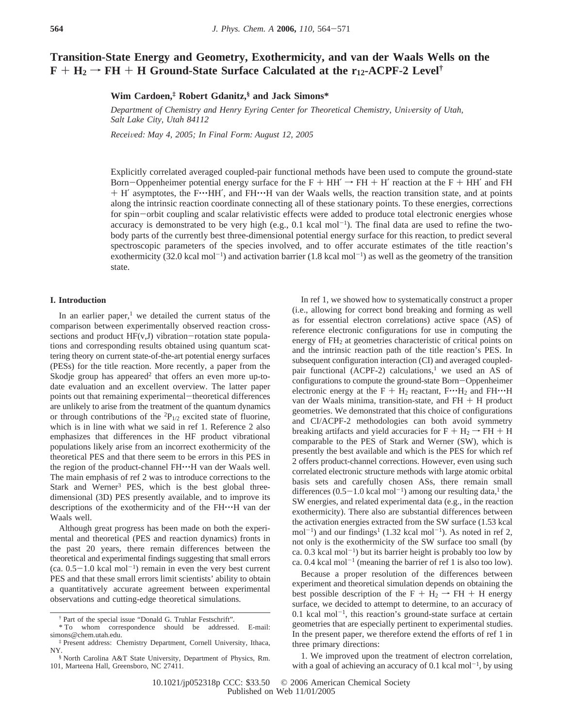# Transition-State Energy and Geometry, Exothermicity, and van der Waals Wells on the $F + H_2 \rightarrow FH + H$ Ground-State Surface Calculated at the $r_{12}$-ACPF-2 Level[†]

**Wim Cardoen,[‡] Robert Gdanitz,[§] and Jack Simons***

*Department of Chemistry and Henry Eyring Center for Theoretical Chemistry, University of Utah, Salt Lake City, Utah 84112*

*Received: May 4, 2005; In Final Form: August 12, 2005*

Explicitly correlated averaged coupled-pair functional methods have been used to compute the ground-state Born−Oppenheimer potential energy surface for the F + HH′ → FH + H′ reaction at the F + HH′ and FH + H′ asymptotes, the F···HH′, and FH···H van der Waals wells, the reaction transition state, and at points along the intrinsic reaction coordinate connecting all of these stationary points. To these energies, corrections for spin−orbit coupling and scalar relativistic effects were added to produce total electronic energies whose accuracy is demonstrated to be very high (e.g., 0.1 kcal mol$^{-1}$). The final data are used to refine the two-body parts of the currently best three-dimensional potential energy surface for this reaction, to predict several spectroscopic parameters of the species involved, and to offer accurate estimates of the title reaction's exothermicity (32.0 kcal mol$^{-1}$) and activation barrier (1.8 kcal mol$^{-1}$) as well as the geometry of the transition state.

## I. Introduction

In an earlier paper,[1] we detailed the current status of the comparison between experimentally observed reaction cross-sections and product HF(v,J) vibration−rotation state populations and corresponding results obtained using quantum scattering theory on current state-of-the-art potential energy surfaces (PESs) for the title reaction. More recently, a paper from the Skodje group has appeared[2] that offers an even more up-to-date evaluation and an excellent overview. The latter paper points out that remaining experimental−theoretical differences are unlikely to arise from the treatment of the quantum dynamics or through contributions of the $^2P_{1/2}$ excited state of fluorine, which is in line with what we said in ref 1. Reference 2 also emphasizes that differences in the HF product vibrational populations likely arise from an incorrect exothermicity of the theoretical PES and that there seem to be errors in this PES in the region of the product-channel FH···H van der Waals well. The main emphasis of ref 2 was to introduce corrections to the Stark and Werner[3] PES, which is the best global three-dimensional (3D) PES presently available, and to improve its descriptions of the exothermicity and of the FH···H van der Waals well.

Although great progress has been made on both the experimental and theoretical (PES and reaction dynamics) fronts in the past 20 years, there remain differences between the theoretical and experimental findings suggesting that small errors (ca. 0.5−1.0 kcal mol$^{-1}$) remain in even the very best current PES and that these small errors limit scientists' ability to obtain a quantitatively accurate agreement between experimental observations and cutting-edge theoretical simulations.

In ref 1, we showed how to systematically construct a proper (i.e., allowing for correct bond breaking and forming as well as for essential electron correlations) active space (AS) of reference electronic configurations for use in computing the energy of $FH_2$ at geometries characteristic of critical points on and the intrinsic reaction path of the title reaction's PES. In subsequent configuration interaction (CI) and averaged coupled-pair functional (ACPF-2) calculations,[1] we used an AS of configurations to compute the ground-state Born−Oppenheimer electronic energy at the $F + H_2$ reactant, $F \cdots H_2$ and FH···H van der Waals minima, transition-state, and FH + H product geometries. We demonstrated that this choice of configurations and CI/ACPF-2 methodologies can both avoid symmetry breaking artifacts and yield accuracies for $F + H_2 \rightarrow FH + H$ comparable to the PES of Stark and Werner (SW), which is presently the best available and which is the PES for which ref 2 offers product-channel corrections. However, even using such correlated electronic structure methods with large atomic orbital basis sets and carefully chosen ASs, there remain small differences (0.5−1.0 kcal mol$^{-1}$) among our resulting data,[1] the SW energies, and related experimental data (e.g., in the reaction exothermicity). There also are substantial differences between the activation energies extracted from the SW surface (1.53 kcal mol$^{-1}$) and our findings[1] (1.32 kcal mol$^{-1}$). As noted in ref 2, not only is the exothermicity of the SW surface too small (by ca. 0.3 kcal mol$^{-1}$) but its barrier height is probably too low by ca. 0.4 kcal mol$^{-1}$ (meaning the barrier of ref 1 is also too low).

Because a proper resolution of the differences between experiment and theoretical simulation depends on obtaining the best possible description of the $F + H_2 \rightarrow FH + H$ energy surface, we decided to attempt to determine, to an accuracy of 0.1 kcal mol$^{-1}$, this reaction's ground-state surface at certain geometries that are especially pertinent to experimental studies. In the present paper, we therefore extend the efforts of ref 1 in three primary directions:

1. We improved upon the treatment of electron correlation, with a goal of achieving an accuracy of 0.1 kcal mol$^{-1}$, by using

---

[†] Part of the special issue "Donald G. Truhlar Festschrift".

* To whom correspondence should be addressed. E-mail: simons@chem.utah.edu.

[‡] Present address: Chemistry Department, Cornell University, Ithaca, NY.

[§] North Carolina A&T State University, Department of Physics, Rm. 101, Marteena Hall, Greensboro, NC 27411.

10.1021/jp052318p CCC: $33.50 © 2006 American Chemical Society
Published on Web 11/01/2005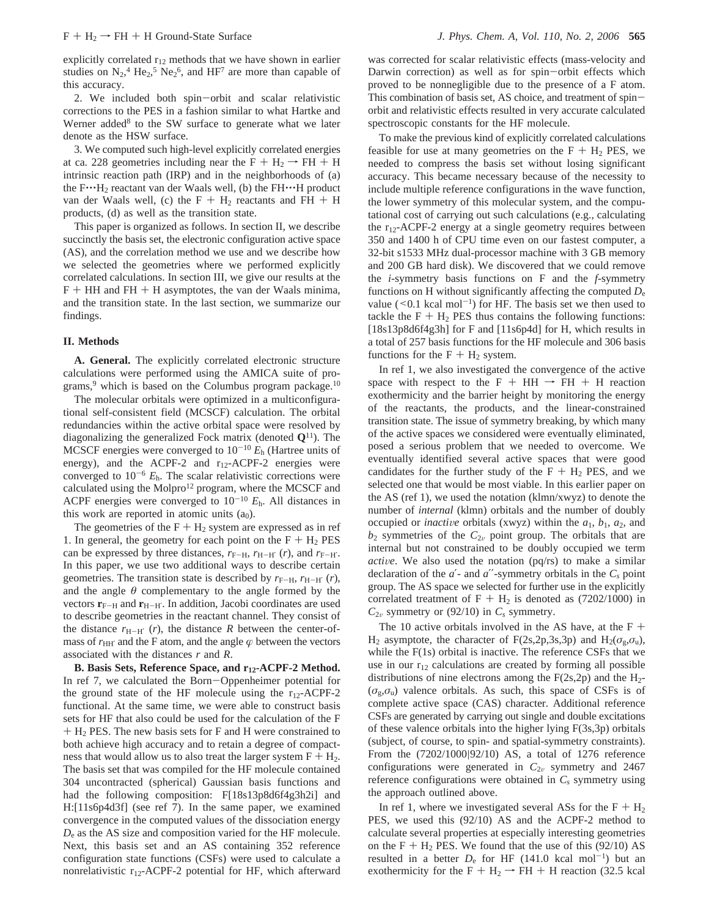explicitly correlated $r_{12}$ methods that we have shown in earlier studies on $N_2$,[4] $He_2$,[5] $Ne_2$[6], and HF[7] are more than capable of this accuracy.

2. We included both spin–orbit and scalar relativistic corrections to the PES in a fashion similar to what Hartke and Werner added[8] to the SW surface to generate what we later denote as the HSW surface.

3. We computed such high-level explicitly correlated energies at ca. 228 geometries including near the F + $H_2$ → FH + H intrinsic reaction path (IRP) and in the neighborhoods of (a) the F$\cdots H_2$ reactant van der Waals well, (b) the FH$\cdots$H product van der Waals well, (c) the F + $H_2$ reactants and FH + H products, (d) as well as the transition state.

This paper is organized as follows. In section II, we describe succinctly the basis set, the electronic configuration active space (AS), and the correlation method we use and we describe how we selected the geometries where we performed explicitly correlated calculations. In section III, we give our results at the F + HH and FH + H asymptotes, the van der Waals minima, and the transition state. In the last section, we summarize our findings.

## II. Methods

**A. General.** The explicitly correlated electronic structure calculations were performed using the AMICA suite of programs,[9] which is based on the Columbus program package.[10]

The molecular orbitals were optimized in a multiconfigurational self-consistent field (MCSCF) calculation. The orbital redundancies within the active orbital space were resolved by diagonalizing the generalized Fock matrix (denoted $\mathbf{Q}$[11]). The MCSCF energies were converged to $10^{-10}$ $E_h$ (Hartree units of energy), and the ACPF-2 and $r_{12}$-ACPF-2 energies were converged to $10^{-6}$ $E_h$. The scalar relativistic corrections were calculated using the Molpro[12] program, where the MCSCF and ACPF energies were converged to $10^{-10}$ $E_h$. All distances in this work are reported in atomic units ($a_0$).

The geometries of the F + $H_2$ system are expressed as in ref 1. In general, the geometry for each point on the F + $H_2$ PES can be expressed by three distances, $r_{F-H}$, $r_{H-H'}$ ($r$), and $r_{F-H'}$. In this paper, we use two additional ways to describe certain geometries. The transition state is described by $r_{F-H}$, $r_{H-H'}$ ($r$), and the angle $\theta$ complementary to the angle formed by the vectors $\mathbf{r}_{F-H}$ and $\mathbf{r}_{H-H'}$. In addition, Jacobi coordinates are used to describe geometries in the reactant channel. They consist of the distance $r_{H-H'}$ ($r$), the distance $R$ between the center-of-mass of $r_{HH'}$ and the F atom, and the angle $\varphi$ between the vectors associated with the distances $r$ and $R$.

**B. Basis Sets, Reference Space, and $r_{12}$-ACPF-2 Method.** In ref 7, we calculated the Born–Oppenheimer potential for the ground state of the HF molecule using the $r_{12}$-ACPF-2 functional. At the same time, we were able to construct basis sets for HF that also could be used for the calculation of the F + $H_2$ PES. The new basis sets for F and H were constrained to both achieve high accuracy and to retain a degree of compactness that would allow us to also treat the larger system F + $H_2$. The basis set that was compiled for the HF molecule contained 304 uncontracted (spherical) Gaussian basis functions and had the following composition: F[18s13p8d6f4g3h2i] and H:[11s6p4d3f] (see ref 7). In the same paper, we examined convergence in the computed values of the dissociation energy $D_e$ as the AS size and composition varied for the HF molecule. Next, this basis set and an AS containing 352 reference configuration state functions (CSFs) were used to calculate a nonrelativistic $r_{12}$-ACPF-2 potential for HF, which afterward was corrected for scalar relativistic effects (mass-velocity and Darwin correction) as well as for spin–orbit effects which proved to be nonnegligible due to the presence of a F atom. This combination of basis set, AS choice, and treatment of spin–orbit and relativistic effects resulted in very accurate calculated spectroscopic constants for the HF molecule.

To make the previous kind of explicitly correlated calculations feasible for use at many geometries on the F + $H_2$ PES, we needed to compress the basis set without losing significant accuracy. This became necessary because of the necessity to include multiple reference configurations in the wave function, the lower symmetry of this molecular system, and the computational cost of carrying out such calculations (e.g., calculating the $r_{12}$-ACPF-2 energy at a single geometry requires between 350 and 1400 h of CPU time even on our fastest computer, a 32-bit s1533 MHz dual-processor machine with 3 GB memory and 200 GB hard disk). We discovered that we could remove the *i*-symmetry basis functions on F and the *f*-symmetry functions on H without significantly affecting the computed $D_e$ value (<0.1 kcal mol$^{-1}$) for HF. The basis set we then used to tackle the F + $H_2$ PES thus contains the following functions: [18s13p8d6f4g3h] for F and [11s6p4d] for H, which results in a total of 257 basis functions for the HF molecule and 306 basis functions for the F + $H_2$ system.

In ref 1, we also investigated the convergence of the active space with respect to the F + HH → FH + H reaction exothermicity and the barrier height by monitoring the energy of the reactants, the products, and the linear-constrained transition state. The issue of symmetry breaking, by which many of the active spaces we considered were eventually eliminated, posed a serious problem that we needed to overcome. We eventually identified several active spaces that were good candidates for the further study of the F + $H_2$ PES, and we selected one that would be most viable. In this earlier paper on the AS (ref 1), we used the notation (klmn/xwyz) to denote the number of *internal* (klmn) orbitals and the number of doubly occupied or *inactive* orbitals (xwyz) within the $a_1$, $b_1$, $a_2$, and $b_2$ symmetries of the $C_{2v}$ point group. The orbitals that are internal but not constrained to be doubly occupied we term *active*. We also used the notation (pq/rs) to make a similar declaration of the $a'$- and $a''$-symmetry orbitals in the $C_s$ point group. The AS space we selected for further use in the explicitly correlated treatment of F + $H_2$ is denoted as (7202/1000) in $C_{2v}$ symmetry or (92/10) in $C_s$ symmetry.

The 10 active orbitals involved in the AS have, at the F + $H_2$ asymptote, the character of F(2s,2p,3s,3p) and $H_2$($\sigma_g$,$\sigma_u$), while the F(1s) orbital is inactive. The reference CSFs that we use in our $r_{12}$ calculations are created by forming all possible distributions of nine electrons among the F(2s,2p) and the $H_2$($\sigma_g$,$\sigma_u$) valence orbitals. As such, this space of CSFs is of complete active space (CAS) character. Additional reference CSFs are generated by carrying out single and double excitations of these valence orbitals into the higher lying F(3s,3p) orbitals (subject, of course, to spin- and spatial-symmetry constraints). From the (7202/1000|92/10) AS, a total of 1276 reference configurations were generated in $C_{2v}$ symmetry and 2467 reference configurations were obtained in $C_s$ symmetry using the approach outlined above.

In ref 1, where we investigated several ASs for the F + $H_2$ PES, we used this (92/10) AS and the ACPF-2 method to calculate several properties at especially interesting geometries on the F + $H_2$ PES. We found that the use of this (92/10) AS resulted in a better $D_e$ for HF (141.0 kcal mol$^{-1}$) but an exothermicity for the F + $H_2$ → FH + H reaction (32.5 kcal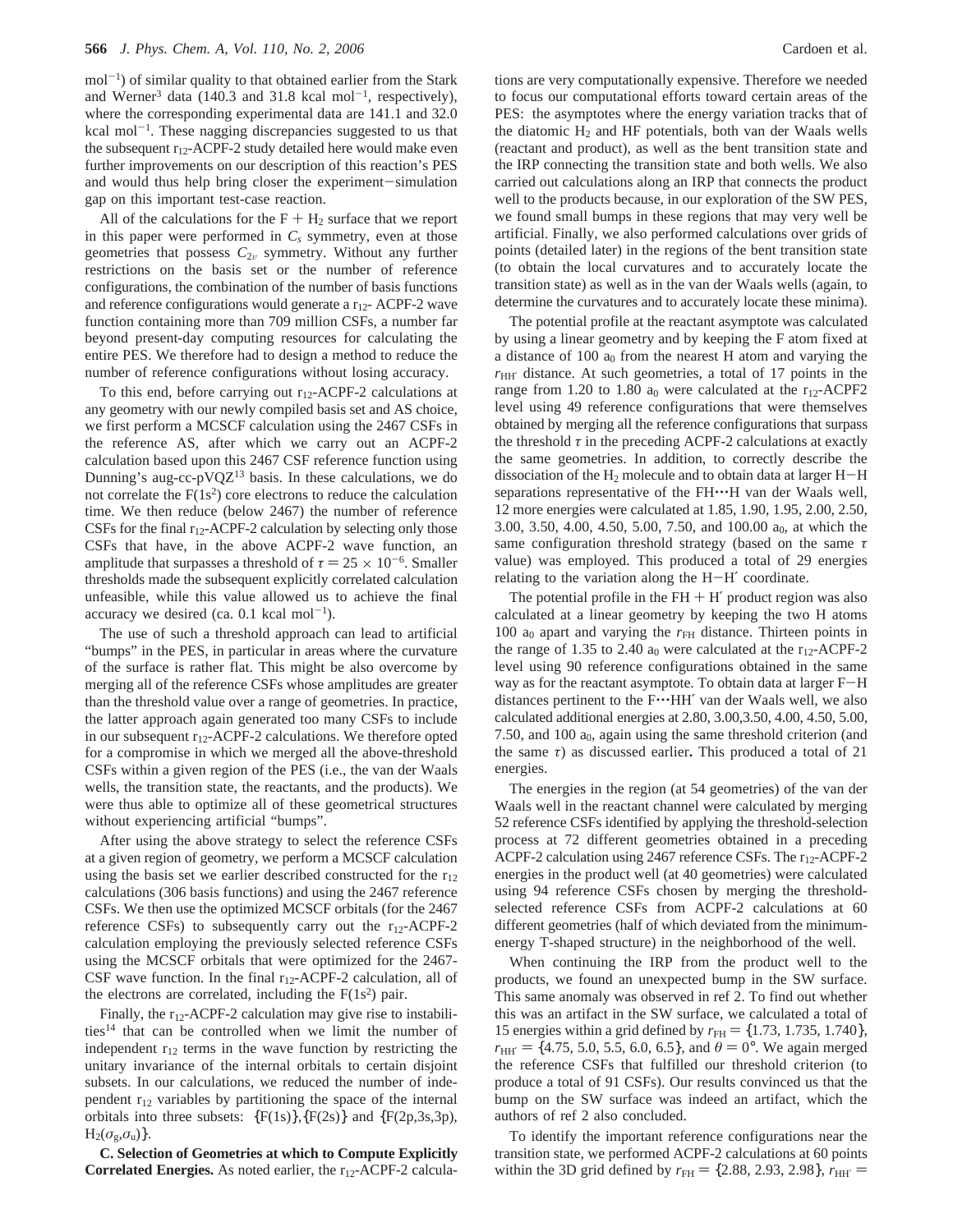mol$^{-1}$) of similar quality to that obtained earlier from the Stark and Werner[3] data (140.3 and 31.8 kcal mol$^{-1}$, respectively), where the corresponding experimental data are 141.1 and 32.0 kcal mol$^{-1}$. These nagging discrepancies suggested to us that the subsequent $r_{12}$-ACPF-2 study detailed here would make even further improvements on our description of this reaction's PES and would thus help bring closer the experiment−simulation gap on this important test-case reaction.

All of the calculations for the F + $H_2$ surface that we report in this paper were performed in $C_s$ symmetry, even at those geometries that possess $C_{2v}$ symmetry. Without any further restrictions on the basis set or the number of reference configurations, the combination of the number of basis functions and reference configurations would generate a $r_{12}$- ACPF-2 wave function containing more than 709 million CSFs, a number far beyond present-day computing resources for calculating the entire PES. We therefore had to design a method to reduce the number of reference configurations without losing accuracy.

To this end, before carrying out $r_{12}$-ACPF-2 calculations at any geometry with our newly compiled basis set and AS choice, we first perform a MCSCF calculation using the 2467 CSFs in the reference AS, after which we carry out an ACPF-2 calculation based upon this 2467 CSF reference function using Dunning's aug-cc-pVQZ[13] basis. In these calculations, we do not correlate the F(1s$^2$) core electrons to reduce the calculation time. We then reduce (below 2467) the number of reference CSFs for the final $r_{12}$-ACPF-2 calculation by selecting only those CSFs that have, in the above ACPF-2 wave function, an amplitude that surpasses a threshold of $\tau = 25 \times 10^{-6}$. Smaller thresholds made the subsequent explicitly correlated calculation unfeasible, while this value allowed us to achieve the final accuracy we desired (ca. 0.1 kcal mol$^{-1}$).

The use of such a threshold approach can lead to artificial "bumps" in the PES, in particular in areas where the curvature of the surface is rather flat. This might be also overcome by merging all of the reference CSFs whose amplitudes are greater than the threshold value over a range of geometries. In practice, the latter approach again generated too many CSFs to include in our subsequent $r_{12}$-ACPF-2 calculations. We therefore opted for a compromise in which we merged all the above-threshold CSFs within a given region of the PES (i.e., the van der Waals wells, the transition state, the reactants, and the products). We were thus able to optimize all of these geometrical structures without experiencing artificial "bumps".

After using the above strategy to select the reference CSFs at a given region of geometry, we perform a MCSCF calculation using the basis set we earlier described constructed for the $r_{12}$ calculations (306 basis functions) and using the 2467 reference CSFs. We then use the optimized MCSCF orbitals (for the 2467 reference CSFs) to subsequently carry out the $r_{12}$-ACPF-2 calculation employing the previously selected reference CSFs using the MCSCF orbitals that were optimized for the 2467-CSF wave function. In the final $r_{12}$-ACPF-2 calculation, all of the electrons are correlated, including the F(1s$^2$) pair.

Finally, the $r_{12}$-ACPF-2 calculation may give rise to instabilities[14] that can be controlled when we limit the number of independent $r_{12}$ terms in the wave function by restricting the unitary invariance of the internal orbitals to certain disjoint subsets. In our calculations, we reduced the number of independent $r_{12}$ variables by partitioning the space of the internal orbitals into three subsets: {F(1s)},{F(2s)} and {F(2p,3s,3p), $H_2(\sigma_g,\sigma_u)$}.

**C. Selection of Geometries at which to Compute Explicitly Correlated Energies.** As noted earlier, the $r_{12}$-ACPF-2 calculations are very computationally expensive. Therefore we needed to focus our computational efforts toward certain areas of the PES: the asymptotes where the energy variation tracks that of the diatomic $H_2$ and HF potentials, both van der Waals wells (reactant and product), as well as the bent transition state and the IRP connecting the transition state and both wells. We also carried out calculations along an IRP that connects the product well to the products because, in our exploration of the SW PES, we found small bumps in these regions that may very well be artificial. Finally, we also performed calculations over grids of points (detailed later) in the regions of the bent transition state (to obtain the local curvatures and to accurately locate the transition state) as well as in the van der Waals wells (again, to determine the curvatures and to accurately locate these minima).

The potential profile at the reactant asymptote was calculated by using a linear geometry and by keeping the F atom fixed at a distance of 100 $a_0$ from the nearest H atom and varying the $r_{HH'}$ distance. At such geometries, a total of 17 points in the range from 1.20 to 1.80 $a_0$ were calculated at the $r_{12}$-ACPF2 level using 49 reference configurations that were themselves obtained by merging all the reference configurations that surpass the threshold $\tau$ in the preceding ACPF-2 calculations at exactly the same geometries. In addition, to correctly describe the dissociation of the $H_2$ molecule and to obtain data at larger H−H separations representative of the FH···H van der Waals well, 12 more energies were calculated at 1.85, 1.90, 1.95, 2.00, 2.50, 3.00, 3.50, 4.00, 4.50, 5.00, 7.50, and 100.00 $a_0$, at which the same configuration threshold strategy (based on the same $\tau$ value) was employed. This produced a total of 29 energies relating to the variation along the H−H′ coordinate.

The potential profile in the FH + H′ product region was also calculated at a linear geometry by keeping the two H atoms 100 $a_0$ apart and varying the $r_{FH}$ distance. Thirteen points in the range of 1.35 to 2.40 $a_0$ were calculated at the $r_{12}$-ACPF-2 level using 90 reference configurations obtained in the same way as for the reactant asymptote. To obtain data at larger F−H distances pertinent to the F···HH′ van der Waals well, we also calculated additional energies at 2.80, 3.00,3.50, 4.00, 4.50, 5.00, 7.50, and 100 $a_0$, again using the same threshold criterion (and the same $\tau$) as discussed earlier**.** This produced a total of 21 energies.

The energies in the region (at 54 geometries) of the van der Waals well in the reactant channel were calculated by merging 52 reference CSFs identified by applying the threshold-selection process at 72 different geometries obtained in a preceding ACPF-2 calculation using 2467 reference CSFs. The $r_{12}$-ACPF-2 energies in the product well (at 40 geometries) were calculated using 94 reference CSFs chosen by merging the threshold-selected reference CSFs from ACPF-2 calculations at 60 different geometries (half of which deviated from the minimum-energy T-shaped structure) in the neighborhood of the well.

When continuing the IRP from the product well to the products, we found an unexpected bump in the SW surface. This same anomaly was observed in ref 2. To find out whether this was an artifact in the SW surface, we calculated a total of 15 energies within a grid defined by $r_{FH}$ = {1.73, 1.735, 1.740}, $r_{HH'}$ = {4.75, 5.0, 5.5, 6.0, 6.5}, and $\theta = 0°$. We again merged the reference CSFs that fulfilled our threshold criterion (to produce a total of 91 CSFs). Our results convinced us that the bump on the SW surface was indeed an artifact, which the authors of ref 2 also concluded.

To identify the important reference configurations near the transition state, we performed ACPF-2 calculations at 60 points within the 3D grid defined by $r_{FH}$ = {2.88, 2.93, 2.98}, $r_{HH'}$ =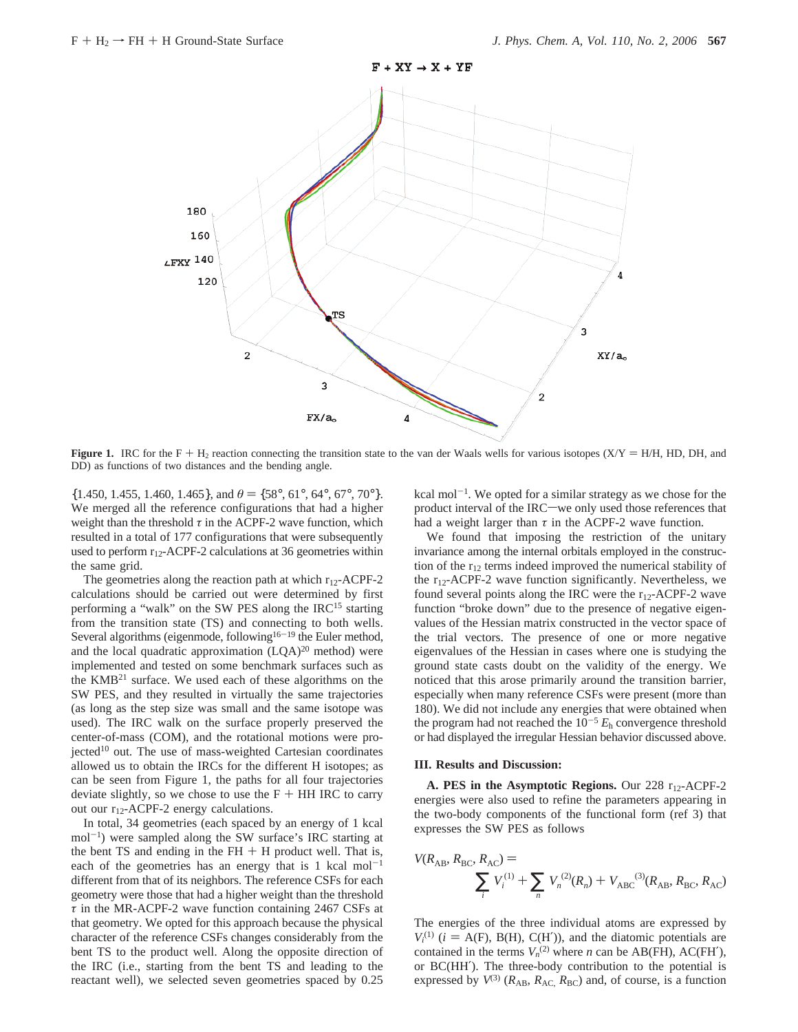**Figure 1.** IRC for the F + $H_2$ reaction connecting the transition state to the van der Waals wells for various isotopes (X/Y = H/H, HD, DH, and DD) as functions of two distances and the bending angle.

{1.450, 1.455, 1.460, 1.465}, and $\theta$ = {58°, 61°, 64°, 67°, 70°}. We merged all the reference configurations that had a higher weight than the threshold $\tau$ in the ACPF-2 wave function, which resulted in a total of 177 configurations that were subsequently used to perform $r_{12}$-ACPF-2 calculations at 36 geometries within the same grid.

The geometries along the reaction path at which $r_{12}$-ACPF-2 calculations should be carried out were determined by first performing a "walk" on the SW PES along the IRC[15] starting from the transition state (TS) and connecting to both wells. Several algorithms (eigenmode, following[16-19] the Euler method, and the local quadratic approximation (LQA)[20] method) were implemented and tested on some benchmark surfaces such as the KMB[21] surface. We used each of these algorithms on the SW PES, and they resulted in virtually the same trajectories (as long as the step size was small and the same isotope was used). The IRC walk on the surface properly preserved the center-of-mass (COM), and the rotational motions were projected[10] out. The use of mass-weighted Cartesian coordinates allowed us to obtain the IRCs for the different H isotopes; as can be seen from Figure 1, the paths for all four trajectories deviate slightly, so we chose to use the F + HH IRC to carry out our $r_{12}$-ACPF-2 calculations.

In total, 34 geometries (each spaced by an energy of 1 kcal mol$^{-1}$) were sampled along the SW surface's IRC starting at the bent TS and ending in the FH + H product well. That is, each of the geometries has an energy that is 1 kcal mol$^{-1}$ different from that of its neighbors. The reference CSFs for each geometry were those that had a higher weight than the threshold $\tau$ in the MR-ACPF-2 wave function containing 2467 CSFs at that geometry. We opted for this approach because the physical character of the reference CSFs changes considerably from the bent TS to the product well. Along the opposite direction of the IRC (i.e., starting from the bent TS and leading to the reactant well), we selected seven geometries spaced by 0.25 kcal mol$^{-1}$. We opted for a similar strategy as we chose for the product interval of the IRC—we only used those references that had a weight larger than $\tau$ in the ACPF-2 wave function.

We found that imposing the restriction of the unitary invariance among the internal orbitals employed in the construction of the $r_{12}$ terms indeed improved the numerical stability of the $r_{12}$-ACPF-2 wave function significantly. Nevertheless, we found several points along the IRC were the $r_{12}$-ACPF-2 wave function "broke down" due to the presence of negative eigenvalues of the Hessian matrix constructed in the vector space of the trial vectors. The presence of one or more negative eigenvalues of the Hessian in cases where one is studying the ground state casts doubt on the validity of the energy. We noticed that this arose primarily around the transition barrier, especially when many reference CSFs were present (more than 180). We did not include any energies that were obtained when the program had not reached the $10^{-5}$ $E_h$ convergence threshold or had displayed the irregular Hessian behavior discussed above.

## III. Results and Discussion:

**A. PES in the Asymptotic Regions.** Our 228 $r_{12}$-ACPF-2 energies were also used to refine the parameters appearing in the two-body components of the functional form (ref 3) that expresses the SW PES as follows

$$V(R_{AB}, R_{BC}, R_{AC}) = \sum_i V_i^{(1)} + \sum_n V_n^{(2)}(R_n) + V_{ABC}^{(3)}(R_{AB}, R_{BC}, R_{AC})$$

The energies of the three individual atoms are expressed by $V_i^{(1)}$ ($i$ = A(F), B(H), C(H′)), and the diatomic potentials are contained in the terms $V_n^{(2)}$ where $n$ can be AB(FH), AC(FH′), or BC(HH′). The three-body contribution to the potential is expressed by $V^{(3)}$ ($R_{AB}$, $R_{AC}$, $R_{BC}$) and, of course, is a function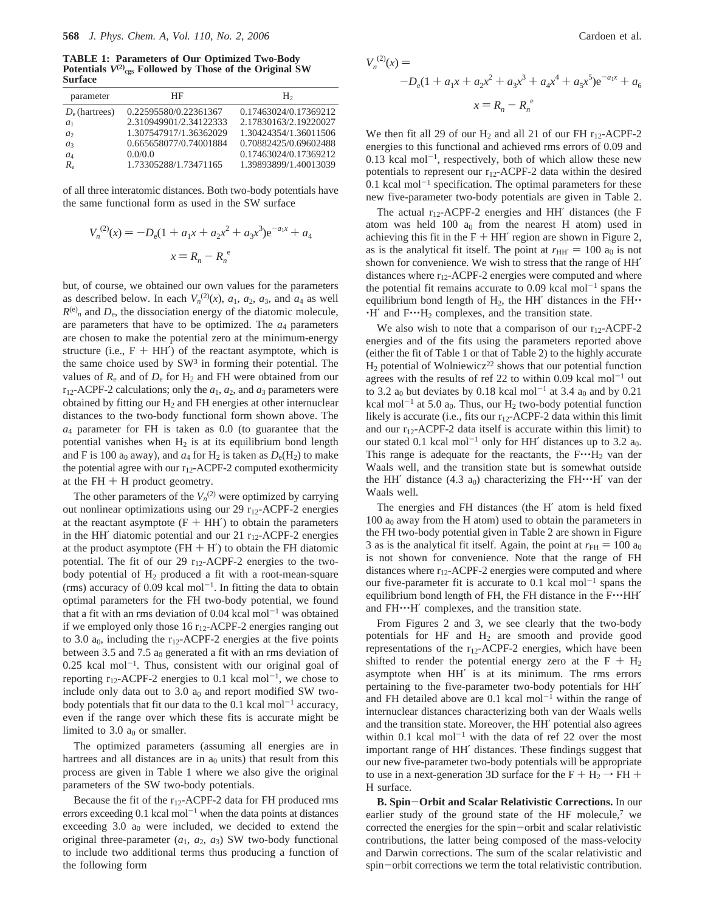**TABLE 1: Parameters of Our Optimized Two-Body Potentials $V^{(2)}_{\rm cgs}$ Followed by Those of the Original SW Surface**

| parameter | HF | $H_2$ |
|---|---|---|
| $D_e$ (hartrees) | 0.22595580/0.22361367 | 0.17463024/0.17369212 |
| $a_1$ | 2.310949901/2.34122333 | 2.17830163/2.19220027 |
| $a_2$ | 1.307547917/1.36362029 | 1.30424354/1.36011506 |
| $a_3$ | 0.665658077/0.74001884 | 0.70882425/0.69602488 |
| $a_4$ | 0.0/0.0 | 0.17463024/0.17369212 |
| $R_e$ | 1.73305288/1.73471165 | 1.39893899/1.40013039 |

of all three interatomic distances. Both two-body potentials have the same functional form as used in the SW surface

$$V_n^{(2)}(x) = -D_e(1 + a_1x + a_2x^2 + a_3x^3)e^{-a_1x} + a_4$$

$$x = R_n - R_n^{\,e}$$

but, of course, we obtained our own values for the parameters as described below. In each $V_n^{(2)}(x)$, $a_1$, $a_2$, $a_3$, and $a_4$ as well $R^{(e)}{}_n$ and $D_e$, the dissociation energy of the diatomic molecule, are parameters that have to be optimized. The $a_4$ parameters are chosen to make the potential zero at the minimum-energy structure (i.e., F + HH′) of the reactant asymptote, which is the same choice used by SW[3] in forming their potential. The values of $R_e$ and of $D_e$ for $H_2$ and FH were obtained from our $r_{12}$-ACPF-2 calculations; only the $a_1$, $a_2$, and $a_3$ parameters were obtained by fitting our $H_2$ and FH energies at other internuclear distances to the two-body functional form shown above. The $a_4$ parameter for FH is taken as 0.0 (to guarantee that the potential vanishes when $H_2$ is at its equilibrium bond length and F is 100 $a_0$ away), and $a_4$ for $H_2$ is taken as $D_e(H_2)$ to make the potential agree with our $r_{12}$-ACPF-2 computed exothermicity at the FH + H product geometry.

The other parameters of the $V_n^{(2)}$ were optimized by carrying out nonlinear optimizations using our 29 $r_{12}$-ACPF-2 energies at the reactant asymptote (F + HH′) to obtain the parameters in the HH′ diatomic potential and our 21 $r_{12}$-ACPF-2 energies at the product asymptote (FH + H′) to obtain the FH diatomic potential. The fit of our 29 $r_{12}$-ACPF-2 energies to the two-body potential of $H_2$ produced a fit with a root-mean-square (rms) accuracy of 0.09 kcal mol$^{-1}$. In fitting the data to obtain optimal parameters for the FH two-body potential, we found that a fit with an rms deviation of 0.04 kcal mol$^{-1}$ was obtained if we employed only those 16 $r_{12}$-ACPF-2 energies ranging out to 3.0 $a_0$, including the $r_{12}$-ACPF-2 energies at the five points between 3.5 and 7.5 $a_0$ generated a fit with an rms deviation of 0.25 kcal mol$^{-1}$. Thus, consistent with our original goal of reporting $r_{12}$-ACPF-2 energies to 0.1 kcal mol$^{-1}$, we chose to include only data out to 3.0 $a_0$ and report modified SW two-body potentials that fit our data to the 0.1 kcal mol$^{-1}$ accuracy, even if the range over which these fits is accurate might be limited to 3.0 $a_0$ or smaller.

The optimized parameters (assuming all energies are in hartrees and all distances are in $a_0$ units) that result from this process are given in Table 1 where we also give the original parameters of the SW two-body potentials.

Because the fit of the $r_{12}$-ACPF-2 data for FH produced rms errors exceeding 0.1 kcal mol$^{-1}$ when the data points at distances exceeding 3.0 $a_0$ were included, we decided to extend the original three-parameter ($a_1$, $a_2$, $a_3$) SW two-body functional to include two additional terms thus producing a function of the following form

$$V_n^{(2)}(x) = -D_e(1 + a_1x + a_2x^2 + a_3x^3 + a_4x^4 + a_5x^5)e^{-a_1x} + a_6$$

$$x = R_n - R_n^{\,e}$$

We then fit all 29 of our $H_2$ and all 21 of our FH $r_{12}$-ACPF-2 energies to this functional and achieved rms errors of 0.09 and 0.13 kcal mol$^{-1}$, respectively, both of which allow these new potentials to represent our $r_{12}$-ACPF-2 data within the desired 0.1 kcal mol$^{-1}$ specification. The optimal parameters for these new five-parameter two-body potentials are given in Table 2.

The actual $r_{12}$-ACPF-2 energies and HH′ distances (the F atom was held 100 $a_0$ from the nearest H atom) used in achieving this fit in the F + HH′ region are shown in Figure 2, as is the analytical fit itself. The point at $r_{\rm HH'} = 100$ $a_0$ is not shown for convenience. We wish to stress that the range of HH′ distances where $r_{12}$-ACPF-2 energies were computed and where the potential fit remains accurate to 0.09 kcal mol$^{-1}$ spans the equilibrium bond length of $H_2$, the HH′ distances in the FH···H′ and F···$H_2$ complexes, and the transition state.

We also wish to note that a comparison of our $r_{12}$-ACPF-2 energies and of the fits using the parameters reported above (either the fit of Table 1 or that of Table 2) to the highly accurate $H_2$ potential of Wolniewicz[22] shows that our potential function agrees with the results of ref 22 to within 0.09 kcal mol$^{-1}$ out to 3.2 $a_0$ but deviates by 0.18 kcal mol$^{-1}$ at 3.4 $a_0$ and by 0.21 kcal mol$^{-1}$ at 5.0 $a_0$. Thus, our $H_2$ two-body potential function likely is accurate (i.e., fits our $r_{12}$-ACPF-2 data within this limit and our $r_{12}$-ACPF-2 data itself is accurate within this limit) to our stated 0.1 kcal mol$^{-1}$ only for HH′ distances up to 3.2 $a_0$. This range is adequate for the reactants, the F···$H_2$ van der Waals well, and the transition state but is somewhat outside the HH′ distance (4.3 $a_0$) characterizing the FH···H′ van der Waals well.

The energies and FH distances (the H′ atom is held fixed 100 $a_0$ away from the H atom) used to obtain the parameters in the FH two-body potential given in Table 2 are shown in Figure 3 as is the analytical fit itself. Again, the point at $r_{\rm FH} = 100$ $a_0$ is not shown for convenience. Note that the range of FH distances where $r_{12}$-ACPF-2 energies were computed and where our five-parameter fit is accurate to 0.1 kcal mol$^{-1}$ spans the equilibrium bond length of FH, the FH distance in the F···HH′ and FH···H′ complexes, and the transition state.

From Figures 2 and 3, we see clearly that the two-body potentials for HF and $H_2$ are smooth and provide good representations of the $r_{12}$-ACPF-2 energies, which have been shifted to render the potential energy zero at the F + $H_2$ asymptote when HH′ is at its minimum. The rms errors pertaining to the five-parameter two-body potentials for HH′ and FH detailed above are 0.1 kcal mol$^{-1}$ within the range of internuclear distances characterizing both van der Waals wells and the transition state. Moreover, the HH′ potential also agrees within 0.1 kcal mol$^{-1}$ with the data of ref 22 over the most important range of HH′ distances. These findings suggest that our new five-parameter two-body potentials will be appropriate to use in a next-generation 3D surface for the F + $H_2$ → FH + H surface.

**B. Spin−Orbit and Scalar Relativistic Corrections.** In our earlier study of the ground state of the HF molecule,[7] we corrected the energies for the spin−orbit and scalar relativistic contributions, the latter being composed of the mass-velocity and Darwin corrections. The sum of the scalar relativistic and spin−orbit corrections we term the total relativistic contribution.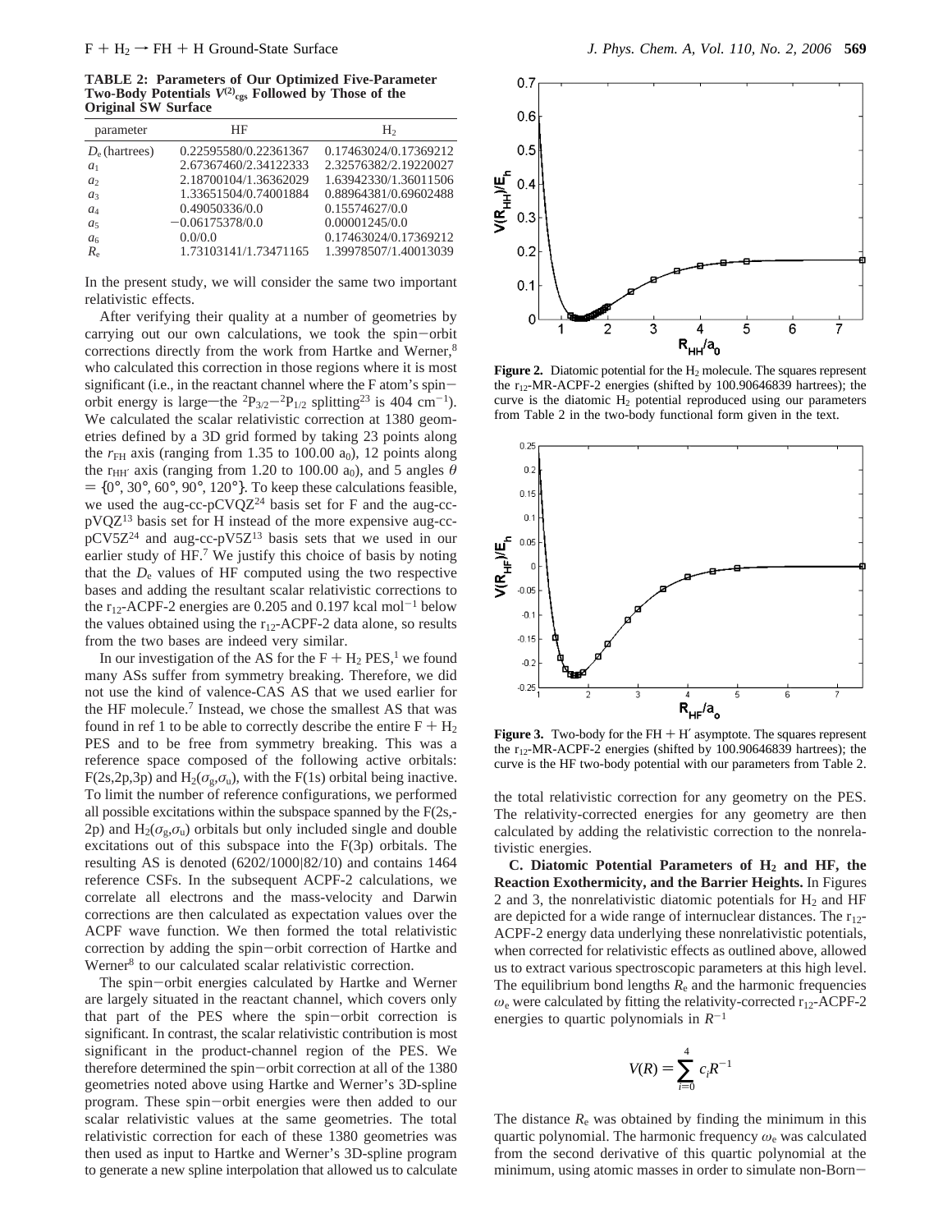**TABLE 2: Parameters of Our Optimized Five-Parameter Two-Body Potentials $V^{(2)}_{cgs}$ Followed by Those of the Original SW Surface**

| parameter | HF | $H_2$ |
|---|---|---|
| $D_e$ (hartrees) | 0.22595580/0.22361367 | 0.17463024/0.17369212 |
| $a_1$ | 2.67367460/2.34122333 | 2.32576382/2.19220027 |
| $a_2$ | 2.18700104/1.36362029 | 1.63942330/1.36011506 |
| $a_3$ | 1.33651504/0.74001884 | 0.88964381/0.69602488 |
| $a_4$ | 0.49050336/0.0 | 0.15574627/0.0 |
| $a_5$ | −0.06175378/0.0 | 0.00001245/0.0 |
| $a_6$ | 0.0/0.0 | 0.17463024/0.17369212 |
| $R_e$ | 1.73103141/1.73471165 | 1.39978507/1.40013039 |

In the present study, we will consider the same two important relativistic effects.

After verifying their quality at a number of geometries by carrying out our own calculations, we took the spin−orbit corrections directly from the work from Hartke and Werner,[8] who calculated this correction in those regions where it is most significant (i.e., in the reactant channel where the F atom's spin−orbit energy is large—the $^2P_{3/2}$−$^2P_{1/2}$ splitting[23] is 404 cm$^{-1}$). We calculated the scalar relativistic correction at 1380 geometries defined by a 3D grid formed by taking 23 points along the $r_{FH}$ axis (ranging from 1.35 to 100.00 $a_0$), 12 points along the $r_{HH'}$ axis (ranging from 1.20 to 100.00 $a_0$), and 5 angles $\theta = \{0°, 30°, 60°, 90°, 120°\}$. To keep these calculations feasible, we used the aug-cc-pCVQZ[24] basis set for F and the aug-cc-pVQZ[13] basis set for H instead of the more expensive aug-cc-pCV5Z[24] and aug-cc-pV5Z[13] basis sets that we used in our earlier study of HF.[7] We justify this choice of basis by noting that the $D_e$ values of HF computed using the two respective bases and adding the resultant scalar relativistic corrections to the $r_{12}$-ACPF-2 energies are 0.205 and 0.197 kcal mol$^{-1}$ below the values obtained using the $r_{12}$-ACPF-2 data alone, so results from the two bases are indeed very similar.

In our investigation of the AS for the F + $H_2$ PES,[1] we found many ASs suffer from symmetry breaking. Therefore, we did not use the kind of valence-CAS AS that we used earlier for the HF molecule.[7] Instead, we chose the smallest AS that was found in ref 1 to be able to correctly describe the entire F + $H_2$ PES and to be free from symmetry breaking. This was a reference space composed of the following active orbitals: F(2s,2p,3p) and $H_2(\sigma_g,\sigma_u)$, with the F(1s) orbital being inactive. To limit the number of reference configurations, we performed all possible excitations within the subspace spanned by the F(2s,2p) and $H_2(\sigma_g,\sigma_u)$ orbitals but only included single and double excitations out of this subspace into the F(3p) orbitals. The resulting AS is denoted (6202/1000|82/10) and contains 1464 reference CSFs. In the subsequent ACPF-2 calculations, we correlate all electrons and the mass-velocity and Darwin corrections are then calculated as expectation values over the ACPF wave function. We then formed the total relativistic correction by adding the spin−orbit correction of Hartke and Werner[8] to our calculated scalar relativistic correction.

The spin−orbit energies calculated by Hartke and Werner are largely situated in the reactant channel, which covers only that part of the PES where the spin−orbit correction is significant. In contrast, the scalar relativistic contribution is most significant in the product-channel region of the PES. We therefore determined the spin−orbit correction at all of the 1380 geometries noted above using Hartke and Werner's 3D-spline program. These spin−orbit energies were then added to our scalar relativistic values at the same geometries. The total relativistic correction for each of these 1380 geometries was then used as input to Hartke and Werner's 3D-spline program to generate a new spline interpolation that allowed us to calculate

**Figure 2.** Diatomic potential for the $H_2$ molecule. The squares represent the $r_{12}$-MR-ACPF-2 energies (shifted by 100.90646839 hartrees); the curve is the diatomic $H_2$ potential reproduced using our parameters from Table 2 in the two-body functional form given in the text.

**Figure 3.** Two-body for the FH + H′ asymptote. The squares represent the $r_{12}$-MR-ACPF-2 energies (shifted by 100.90646839 hartrees); the curve is the HF two-body potential with our parameters from Table 2.

the total relativistic correction for any geometry on the PES. The relativity-corrected energies for any geometry are then calculated by adding the relativistic correction to the nonrelativistic energies.

**C. Diatomic Potential Parameters of $H_2$ and HF, the Reaction Exothermicity, and the Barrier Heights.** In Figures 2 and 3, the nonrelativistic diatomic potentials for $H_2$ and HF are depicted for a wide range of internuclear distances. The $r_{12}$-ACPF-2 energy data underlying these nonrelativistic potentials, when corrected for relativistic effects as outlined above, allowed us to extract various spectroscopic parameters at this high level. The equilibrium bond lengths $R_e$ and the harmonic frequencies $\omega_e$ were calculated by fitting the relativity-corrected $r_{12}$-ACPF-2 energies to quartic polynomials in $R^{-1}$

$$V(R) = \sum_{i=0}^{4} c_i R^{-1}$$

The distance $R_e$ was obtained by finding the minimum in this quartic polynomial. The harmonic frequency $\omega_e$ was calculated from the second derivative of this quartic polynomial at the minimum, using atomic masses in order to simulate non-Born−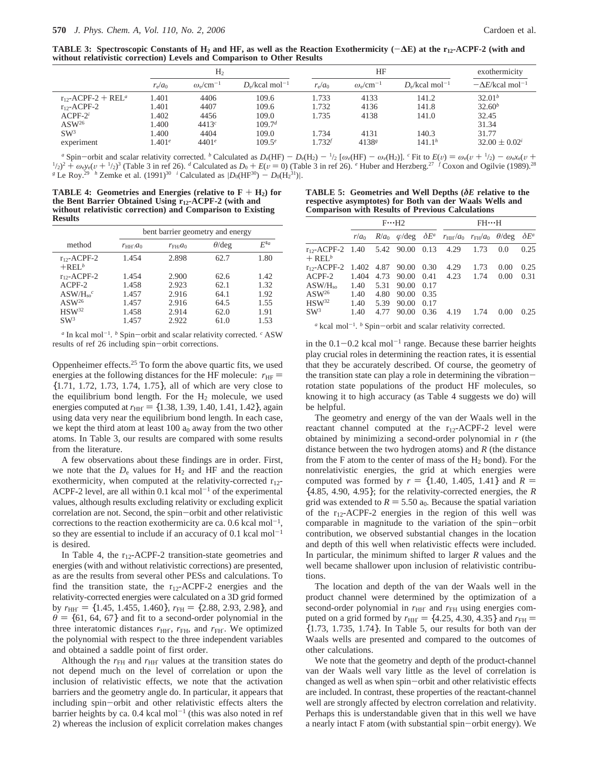**TABLE 3: Spectroscopic Constants of $H_2$ and HF, as well as the Reaction Exothermicity ($-\Delta E$) at the $r_{12}$-ACPF-2 (with and without relativistic correction) Levels and Comparison to Other Results**

| | $H_2$ | | | HF | | | exothermicity |
|---|---|---|---|---|---|---|---|
| | $r_e/a_0$ | $\omega_e$/cm$^{-1}$ | $D_e$/kcal mol$^{-1}$ | $r_e/a_0$ | $\omega_e$/cm$^{-1}$ | $D_e$/kcal mol$^{-1}$ | $-\Delta E$/kcal mol$^{-1}$ |
| $r_{12}$-ACPF-2 + REL[a] | 1.401 | 4406 | 109.6 | 1.733 | 4133 | 141.2 | 32.01[b] |
| $r_{12}$-ACPF-2 | 1.401 | 4407 | 109.6 | 1.732 | 4136 | 141.8 | 32.60[b] |
| ACPF-2[i] | 1.402 | 4456 | 109.0 | 1.735 | 4138 | 141.0 | 32.45 |
| ASW[26] | 1.400 | 4413[c] | 109.7[d] | | | | 31.34 |
| SW[3] | 1.400 | 4404 | 109.0 | 1.734 | 4131 | 140.3 | 31.77 |
| experiment | 1.401[e] | 4401[e] | 109.5[e] | 1.732[f] | 4138[g] | 141.1[h] | 32.00 ± 0.02[i] |

[a] Spin−orbit and scalar relativity corrected. [b] Calculated as $D_e(\mathrm{HF}) - D_e(\mathrm{H_2}) - \frac{1}{2}[\omega_e(\mathrm{HF}) - \omega_e(\mathrm{H_2})]$. [c] Fit to $E(v) = \omega_e(v + \frac{1}{2}) - \omega_e x_e(v + \frac{1}{2})^2 + \omega_e y_e(v + \frac{1}{2})^3$ (Table 3 in ref 26). [d] Calculated as $D_0 + E(v = 0)$ (Table 3 in ref 26). [e] Huber and Herzberg.[27] [f] Coxon and Ogilvie (1989).[28] [g] Le Roy.[29] [h] Zemke et al. (1991)[30] [i] Calculated as $|D_0(\mathrm{HF}^{30}) - D_0(\mathrm{H_2}^{31})|$.

**TABLE 4: Geometries and Energies (relative to F + $H_2$) for the Bent Barrier Obtained Using $r_{12}$-ACPF-2 (with and without relativistic correction) and Comparison to Existing Results**

| method | $r_{\mathrm{HH'}}/a_0$ | $r_{\mathrm{FH}}/a_0$ | $\theta$/deg | $E^{\ddagger a}$ |
|---|---|---|---|---|
| $r_{12}$-ACPF-2 +REL[b] | 1.454 | 2.898 | 62.7 | 1.80 |
| $r_{12}$-ACPF-2 | 1.454 | 2.900 | 62.6 | 1.42 |
| ACPF-2 | 1.458 | 2.923 | 62.1 | 1.32 |
| ASW/$H_{so}$[c] | 1.457 | 2.916 | 64.1 | 1.92 |
| ASW[26] | 1.457 | 2.916 | 64.5 | 1.55 |
| HSW[32] | 1.458 | 2.914 | 62.0 | 1.91 |
| SW[3] | 1.457 | 2.922 | 61.0 | 1.53 |

[a] In kcal mol$^{-1}$. [b] Spin−orbit and scalar relativity corrected. [c] ASW results of ref 26 including spin−orbit corrections.

**TABLE 5: Geometries and Well Depths ($\delta E$ relative to the respective asymptotes) for Both van der Waals Wells and Comparison with Results of Previous Calculations**

| | F···H2 | | | | FH···H | | | |
|---|---|---|---|---|---|---|---|---|
| | $r/a_0$ | $R/a_0$ | $\varphi$/deg | $\delta E^a$ | $r_{\mathrm{HH'}}/a_0$ | $r_{\mathrm{FH}}/a_0$ | $\theta$/deg | $\delta E^a$ |
| $r_{12}$-ACPF-2 + REL[b] | 1.40 | 5.42 | 90.00 | 0.13 | 4.29 | 1.73 | 0.0 | 0.25 |
| $r_{12}$-ACPF-2 | 1.402 | 4.87 | 90.00 | 0.30 | 4.29 | 1.73 | 0.00 | 0.25 |
| ACPF-2 | 1.404 | 4.73 | 90.00 | 0.41 | 4.23 | 1.74 | 0.00 | 0.31 |
| ASW/$H_{so}$ | 1.40 | 5.31 | 90.00 | 0.17 | | | | |
| ASW[26] | 1.40 | 4.80 | 90.00 | 0.35 | | | | |
| HSW[32] | 1.40 | 5.39 | 90.00 | 0.17 | | | | |
| SW[3] | 1.40 | 4.77 | 90.00 | 0.36 | 4.19 | 1.74 | 0.00 | 0.25 |

[a] kcal mol$^{-1}$. [b] Spin−orbit and scalar relativity corrected.

Oppenheimer effects.[25] To form the above quartic fits, we used energies at the following distances for the HF molecule: $r_{\mathrm{HF}} = \{1.71, 1.72, 1.73, 1.74, 1.75\}$, all of which are very close to the equilibrium bond length. For the $H_2$ molecule, we used energies computed at $r_{\mathrm{HH'}} = \{1.38, 1.39, 1.40, 1.41, 1.42\}$, again using data very near the equilibrium bond length. In each case, we kept the third atom at least 100 $a_0$ away from the two other atoms. In Table 3, our results are compared with some results from the literature.

A few observations about these findings are in order. First, we note that the $D_e$ values for $H_2$ and HF and the reaction exothermicity, when computed at the relativity-corrected $r_{12}$-ACPF-2 level, are all within 0.1 kcal mol$^{-1}$ of the experimental values, although results excluding relativity or excluding explicit correlation are not. Second, the spin−orbit and other relativistic corrections to the reaction exothermicity are ca. 0.6 kcal mol$^{-1}$, so they are essential to include if an accuracy of 0.1 kcal mol$^{-1}$ is desired.

In Table 4, the $r_{12}$-ACPF-2 transition-state geometries and energies (with and without relativistic corrections) are presented, as are the results from several other PESs and calculations. To find the transition state, the $r_{12}$-ACPF-2 energies and the relativity-corrected energies were calculated on a 3D grid formed by $r_{\mathrm{HH'}} = \{1.45, 1.455, 1.460\}$, $r_{\mathrm{FH}} = \{2.88, 2.93, 2.98\}$, and $\theta = \{61, 64, 67\}$ and fit to a second-order polynomial in the three interatomic distances $r_{\mathrm{HH'}}$, $r_{\mathrm{FH}}$, and $r_{\mathrm{FH'}}$. We optimized the polynomial with respect to the three independent variables and obtained a saddle point of first order.

Although the $r_{\mathrm{FH}}$ and $r_{\mathrm{HH'}}$ values at the transition states do not depend much on the level of correlation or upon the inclusion of relativistic effects, we note that the activation barriers and the geometry angle do. In particular, it appears that including spin−orbit and other relativistic effects alters the barrier heights by ca. 0.4 kcal mol$^{-1}$ (this was also noted in ref 2) whereas the inclusion of explicit correlation makes changes in the 0.1−0.2 kcal mol$^{-1}$ range. Because these barrier heights play crucial roles in determining the reaction rates, it is essential that they be accurately described. Of course, the geometry of the transition state can play a role in determining the vibration−rotation state populations of the product HF molecules, so knowing it to high accuracy (as Table 4 suggests we do) will be helpful.

The geometry and energy of the van der Waals well in the reactant channel computed at the $r_{12}$-ACPF-2 level were obtained by minimizing a second-order polynomial in $r$ (the distance between the two hydrogen atoms) and $R$ (the distance from the F atom to the center of mass of the $H_2$ bond). For the nonrelativistic energies, the grid at which energies were computed was formed by $r = \{1.40, 1.405, 1.41\}$ and $R = \{4.85, 4.90, 4.95\}$; for the relativity-corrected energies, the $R$ grid was extended to $R = 5.50$ $a_0$. Because the spatial variation of the $r_{12}$-ACPF-2 energies in the region of this well was comparable in magnitude to the variation of the spin−orbit contribution, we observed substantial changes in the location and depth of this well when relativistic effects were included. In particular, the minimum shifted to larger $R$ values and the well became shallower upon inclusion of relativistic contributions.

The location and depth of the van der Waals well in the product channel were determined by the optimization of a second-order polynomial in $r_{\mathrm{HH'}}$ and $r_{\mathrm{FH}}$ using energies computed on a grid formed by $r_{\mathrm{HH'}} = \{4.25, 4.30, 4.35\}$ and $r_{\mathrm{FH}} = \{1.73, 1.735, 1.74\}$. In Table 5, our results for both van der Waals wells are presented and compared to the outcomes of other calculations.

We note that the geometry and depth of the product-channel van der Waals well vary little as the level of correlation is changed as well as when spin−orbit and other relativistic effects are included. In contrast, these properties of the reactant-channel well are strongly affected by electron correlation and relativity. Perhaps this is understandable given that in this well we have a nearly intact F atom (with substantial spin−orbit energy). We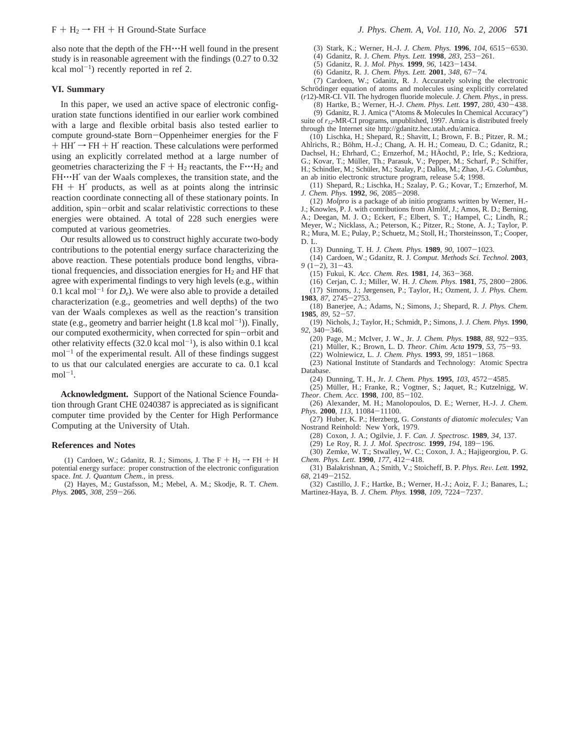also note that the depth of the FH···H well found in the present study is in reasonable agreement with the findings (0.27 to 0.32 kcal mol$^{-1}$) recently reported in ref 2.

## VI. Summary

In this paper, we used an active space of electronic configuration state functions identified in our earlier work combined with a large and flexible orbital basis also tested earlier to compute ground-state Born−Oppenheimer energies for the F + HH′ → FH + H′ reaction. These calculations were performed using an explicitly correlated method at a large number of geometries characterizing the F + $H_2$ reactants, the F···$H_2$ and FH···H′ van der Waals complexes, the transition state, and the FH + H′ products, as well as at points along the intrinsic reaction coordinate connecting all of these stationary points. In addition, spin−orbit and scalar relativistic corrections to these energies were obtained. A total of 228 such energies were computed at various geometries.

Our results allowed us to construct highly accurate two-body contributions to the potential energy surface characterizing the above reaction. These potentials produce bond lengths, vibrational frequencies, and dissociation energies for $H_2$ and HF that agree with experimental findings to very high levels (e.g., within 0.1 kcal mol$^{-1}$ for $D_e$). We were also able to provide a detailed characterization (e.g., geometries and well depths) of the two van der Waals complexes as well as the reaction's transition state (e.g., geometry and barrier height (1.8 kcal mol$^{-1}$)). Finally, our computed exothermicity, when corrected for spin−orbit and other relativity effects (32.0 kcal mol$^{-1}$), is also within 0.1 kcal mol$^{-1}$ of the experimental result. All of these findings suggest to us that our calculated energies are accurate to ca. 0.1 kcal mol$^{-1}$.

**Acknowledgment.** Support of the National Science Foundation through Grant CHE 0240387 is appreciated as is significant computer time provided by the Center for High Performance Computing at the University of Utah.

### References and Notes

(1) Cardoen, W.; Gdanitz, R. J.; Simons, J. The F + $H_2$ → FH + H potential energy surface: proper construction of the electronic configuration space. *Int. J. Quantum Chem.*, in press.

(2) Hayes, M.; Gustafsson, M.; Mebel, A. M.; Skodje, R. T. *Chem. Phys.* **2005**, *308*, 259−266.

(3) Stark, K.; Werner, H.-J. *J. Chem. Phys.* **1996**, *104*, 6515−6530.

(4) Gdanitz, R. J. *Chem. Phys. Lett.* **1998**, *283*, 253−261.

(5) Gdanitz, R. J. *Mol. Phys.* **1999**, *96*, 1423−1434.

(6) Gdanitz, R. J. *Chem. Phys. Lett.* **2001**, *348*, 67−74.

(7) Cardoen, W.; Gdanitz, R. J. Accurately solving the electronic Schrödinger equation of atoms and molecules using explicitly correlated ($r$12)-MR-CI. VII. The hydrogen fluoride molecule. *J. Chem. Phys.*, in press.

(8) Hartke, B.; Werner, H.-J. *Chem. Phys. Lett.* **1997**, *280*, 430−438.

(9) Gdanitz, R. J. Amica ("Atoms & Molecules In Chemical Accuracy") suite of $r_{12}$-MR-CI programs, unpublished, 1997. Amica is distributed freely through the Internet site http://gdanitz.hec.utah.edu/amica.

(10) Lischka, H.; Shepard, R.; Shavitt, I.; Brown, F. B.; Pitzer, R. M.; Ahlrichs, R.; Böhm, H.-J.; Chang, A. H. H.; Comeau, D. C.; Gdanitz, R.; Dachsel, H.; Ehrhard, C.; Ernzerhof, M.; HÄochtl, P.; Irle, S.; Kedziora, G.; Kovar, T.; Müller, Th.; Parasuk, V.; Pepper, M.; Scharf, P.; Schiffer, H.; Schindler, M.; Schüler, M.; Szalay, P.; Dallos, M.; Zhao, J.-G. *Columbus*, an ab initio electronic structure program, release 5.4; 1998.

(11) Shepard, R.; Lischka, H.; Szalay, P. G.; Kovar, T.; Ernzerhof, M. *J. Chem. Phys.* **1992**, *96*, 2085−2098.

(12) *Molpro* is a package of ab initio programs written by Werner, H.-J.; Knowles, P. J. with contributions from Almlöf, J.; Amos, R. D.; Berning, A.; Deegan, M. J. O.; Eckert, F.; Elbert, S. T.; Hampel, C.; Lindh, R.; Meyer, W.; Nicklass, A.; Peterson, K.; Pitzer, R.; Stone, A. J.; Taylor, P. R.; Mura, M. E.; Pulay, P.; Schuetz, M.; Stoll, H.; Thorsteinsson, T.; Cooper, D. L.

(13) Dunning, T. H. *J. Chem. Phys.* **1989**, *90*, 1007−1023.

(14) Cardoen, W.; Gdanitz, R. J. *Comput. Methods Sci. Technol.* **2003**, *9* (1−2), 31−43.

(15) Fukui, K. *Acc. Chem. Res.* **1981**, *14*, 363−368.

(16) Cerjan, C. J.; Miller, W. H. *J. Chem. Phys.* **1981**, *75*, 2800−2806.

(17) Simons, J.; Jørgensen, P.; Taylor, H.; Ozment, J. *J. Phys. Chem.* **1983**, *87*, 2745−2753.

(18) Banerjee, A.; Adams, N.; Simons, J.; Shepard, R. *J. Phys. Chem.* **1985**, *89*, 52−57.

(19) Nichols, J.; Taylor, H.; Schmidt, P.; Simons, J. *J. Chem. Phys.* **1990**, *92*, 340−346.

(20) Page, M.; McIver, J. W., Jr. *J. Chem. Phys.* **1988**, *88*, 922−935.

(21) Müller, K.; Brown, L. D. *Theor. Chim. Acta* **1979**, *53*, 75−93.

(22) Wolniewicz, L. *J. Chem. Phys.* **1993**, *99*, 1851−1868.

(23) National Institute of Standards and Technology: Atomic Spectra Database.

(24) Dunning, T. H., Jr. *J. Chem. Phys.* **1995**, *103*, 4572−4585.

(25) Müller, H.; Franke, R.; Vogtner, S.; Jaquet, R.; Kutzelnigg, W. *Theor. Chem. Acc.* **1998**, *100*, 85−102.

(26) Alexander, M. H.; Manolopoulos, D. E.; Werner, H.-J. *J. Chem. Phys.* **2000**, *113*, 11084−11100.

(27) Huber, K. P.; Herzberg, G. *Constants of diatomic molecules;* Van Nostrand Reinhold: New York, 1979.

(28) Coxon, J. A.; Ogilvie, J. F. *Can. J. Spectrosc.* **1989**, *34*, 137.

(29) Le Roy, R. J. *J. Mol. Spectrosc.* **1999**, *194*, 189−196.

(30) Zemke, W. T.; Stwalley, W. C.; Coxon, J. A.; Hajigeorgiou, P. G. *Chem. Phys. Lett.* **1990**, *177*, 412−418.

(31) Balakrishnan, A.; Smith, V.; Stoicheff, B. P. *Phys. Rev. Lett.* **1992**, *68*, 2149−2152.

(32) Castillo, J. F.; Hartke, B.; Werner, H.-J.; Aoiz, F. J.; Banares, L.; Martinez-Haya, B. *J. Chem. Phys.* **1998**, *109*, 7224−7237.